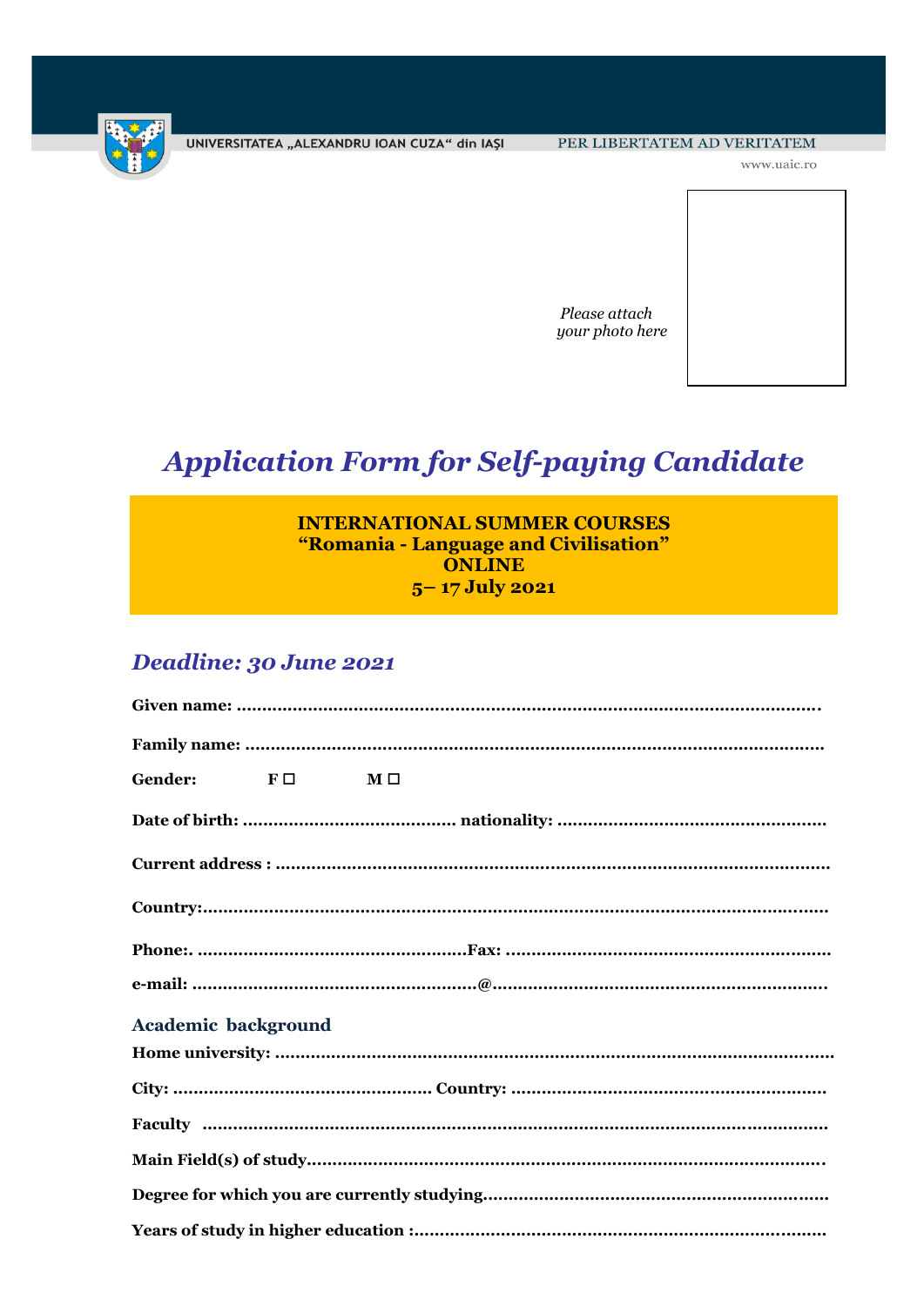UNIVERSITATEA „ALEXANDRU IOAN CUZA" din IAŞI

PER LIBERTATEM AD VERITATEM

www.uaic.ro

*Please attach your photo here*

# *Application Form for Self-paying Candidate*

**INTERNATIONAL SUMMER COURSES**
**"Romania - Language and Civilisation"**
**ONLINE**
**5– 17 July 2021**

## *Deadline: 30 June 2021*

**Given name:** ..................................................................................................................

**Family name:** ...............................................................................................................

**Gender:** **F ☐** **M ☐**

**Date of birth:** ........................................ **nationality:** ...................................................

**Current address :** ..........................................................................................................

**Country:**........................................................................................................................

**Phone:**. ...................................................**Fax:** ..............................................................

**e-mail:** ......................................................**@**................................................................

### Academic background

**Home university:** ..........................................................................................................

**City:** ................................................ **Country:** ............................................................

**Faculty** ..........................................................................................................................

**Main Field(s) of study**...................................................................................................

**Degree for which you are currently studying**..................................................................

**Years of study in higher education :**................................................................................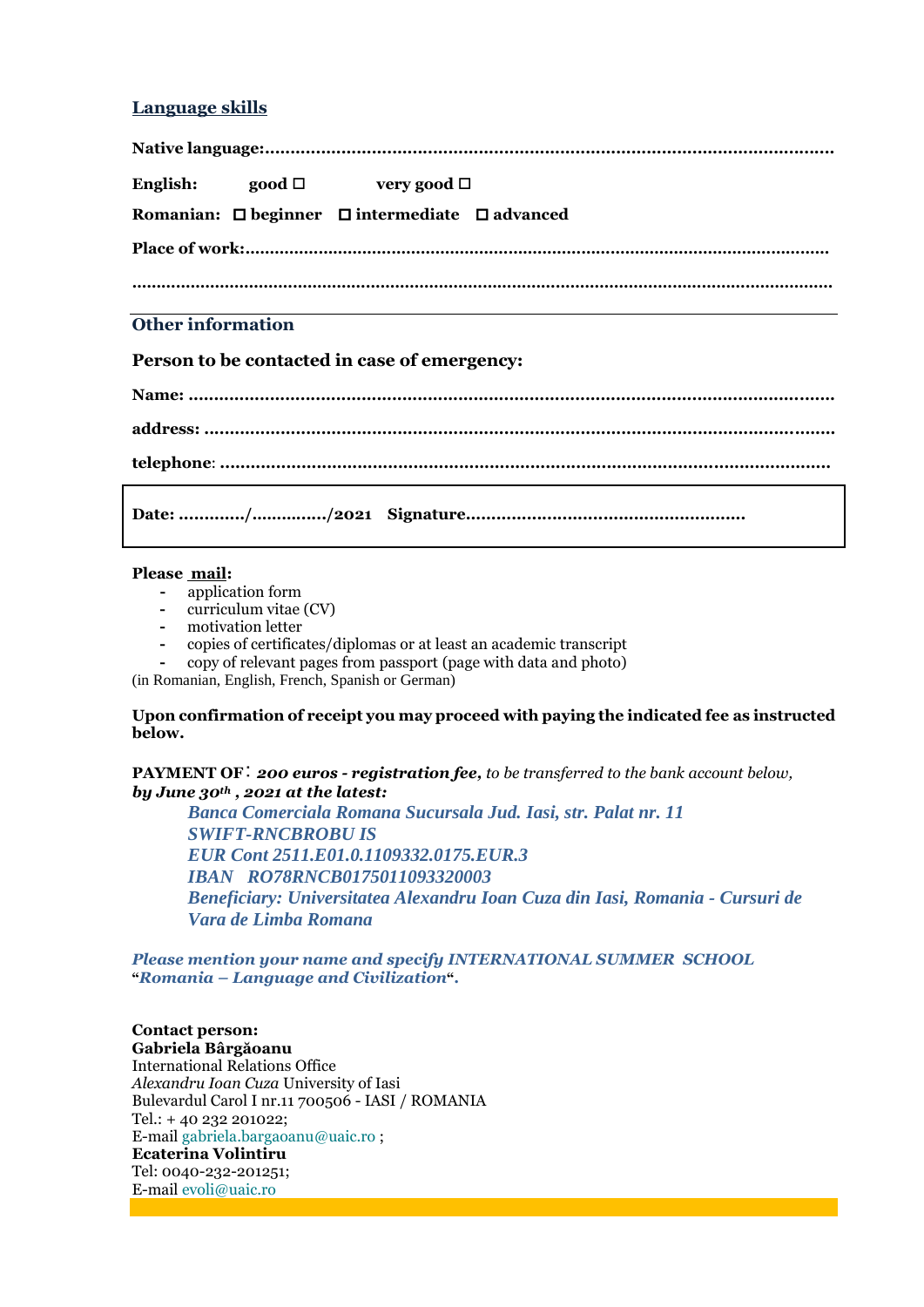## Language skills

**Native language:**..............................................................................................................

**English:** good ☐ very good ☐

**Romanian:** ☐ **beginner** ☐ **intermediate** ☐ **advanced**

**Place of work:**...................................................................................................................

..........................................................................................................................................

## Other information

### Person to be contacted in case of emergency:

**Name:** ...........................................................................................................................

**address:** ........................................................................................................................

**telephone**: ....................................................................................................................

**Date:** ............/............../2021 **Signature**....................................................

**Please mail:**

- application form
- curriculum vitae (CV)
- motivation letter
- copies of certificates/diplomas or at least an academic transcript
- copy of relevant pages from passport (page with data and photo)

(in Romanian, English, French, Spanish or German)

**Upon confirmation of receipt you may proceed with paying the indicated fee as instructed below.**

**PAYMENT OF**: ***200 euros - registration fee,*** *to be transferred to the bank account below,* ***by June 30th, 2021 at the latest:***

> ***Banca Comerciala Romana Sucursala Jud. Iasi, str. Palat nr. 11***
> ***SWIFT-RNCBROBU IS***
> ***EUR Cont 2511.E01.0.1109332.0175.EUR.3***
> ***IBAN RO78RNCB0175011093320003***
> ***Beneficiary: Universitatea Alexandru Ioan Cuza din Iasi, Romania - Cursuri de Vara de Limba Romana***

***Please mention your name and specify INTERNATIONAL SUMMER SCHOOL "Romania – Language and Civilization".***

**Contact person:**
**Gabriela Bârgăoanu**
International Relations Office
*Alexandru Ioan Cuza* University of Iasi
Bulevardul Carol I nr.11 700506 - IASI / ROMANIA
Tel.: + 40 232 201022;
E-mail gabriela.bargaoanu@uaic.ro ;
**Ecaterina Volintiru**
Tel: 0040-232-201251;
E-mail evoli@uaic.ro